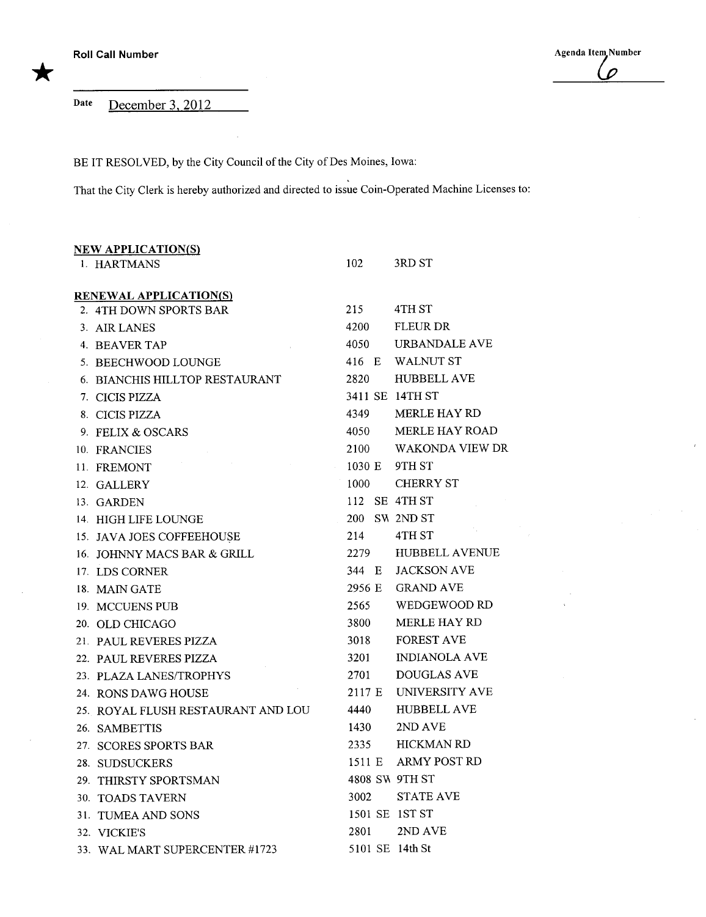★ Roll Call Number

Agenda Item Number 6

Date December 3, 2012

BE IT RESOLVED, by the City Council of the City of Des Moines, Iowa:

That the City Clerk is hereby authorized and directed to issue Coin-Operated Machine Licenses to:

**NEW APPLICATION(S)**

| | | |
|---|---|---|
| 1. HARTMANS | 102 | 3RD ST |

**RENEWAL APPLICATION(S)**

| | | |
|---|---|---|
| 2. 4TH DOWN SPORTS BAR | 215 | 4TH ST |
| 3. AIR LANES | 4200 | FLEUR DR |
| 4. BEAVER TAP | 4050 | URBANDALE AVE |
| 5. BEECHWOOD LOUNGE | 416 E | WALNUT ST |
| 6. BIANCHIS HILLTOP RESTAURANT | 2820 | HUBBELL AVE |
| 7. CICIS PIZZA | 3411 SE | 14TH ST |
| 8. CICIS PIZZA | 4349 | MERLE HAY RD |
| 9. FELIX & OSCARS | 4050 | MERLE HAY ROAD |
| 10. FRANCIES | 2100 | WAKONDA VIEW DR |
| 11. FREMONT | 1030 E | 9TH ST |
| 12. GALLERY | 1000 | CHERRY ST |
| 13. GARDEN | 112 SE | 4TH ST |
| 14. HIGH LIFE LOUNGE | 200 SW | 2ND ST |
| 15. JAVA JOES COFFEEHOUSE | 214 | 4TH ST |
| 16. JOHNNY MACS BAR & GRILL | 2279 | HUBBELL AVENUE |
| 17. LDS CORNER | 344 E | JACKSON AVE |
| 18. MAIN GATE | 2956 E | GRAND AVE |
| 19. MCCUENS PUB | 2565 | WEDGEWOOD RD |
| 20. OLD CHICAGO | 3800 | MERLE HAY RD |
| 21. PAUL REVERES PIZZA | 3018 | FOREST AVE |
| 22. PAUL REVERES PIZZA | 3201 | INDIANOLA AVE |
| 23. PLAZA LANES/TROPHYS | 2701 | DOUGLAS AVE |
| 24. RONS DAWG HOUSE | 2117 E | UNIVERSITY AVE |
| 25. ROYAL FLUSH RESTAURANT AND LOU | 4440 | HUBBELL AVE |
| 26. SAMBETTIS | 1430 | 2ND AVE |
| 27. SCORES SPORTS BAR | 2335 | HICKMAN RD |
| 28. SUDSUCKERS | 1511 E | ARMY POST RD |
| 29. THIRSTY SPORTSMAN | 4808 SW | 9TH ST |
| 30. TOADS TAVERN | 3002 | STATE AVE |
| 31. TUMEA AND SONS | 1501 SE | 1ST ST |
| 32. VICKIE'S | 2801 | 2ND AVE |
| 33. WAL MART SUPERCENTER #1723 | 5101 SE | 14th St |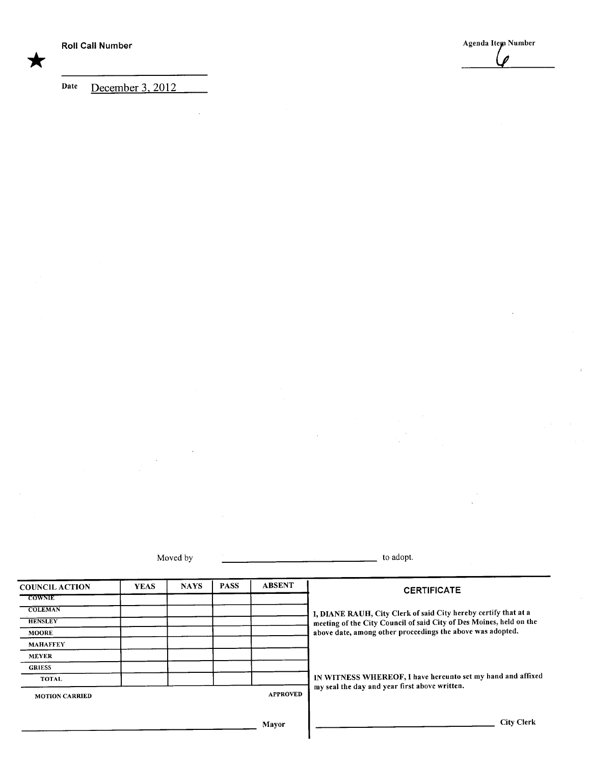★ Roll Call Number

Agenda Item Number 6

Date December 3, 2012

Moved by ______________________ to adopt.

| COUNCIL ACTION | YEAS | NAYS | PASS | ABSENT |
| --- | --- | --- | --- | --- |
| COWNIE | | | | |
| COLEMAN | | | | |
| HENSLEY | | | | |
| MOORE | | | | |
| MAHAFFEY | | | | |
| MEYER | | | | |
| GRIESS | | | | |
| TOTAL | | | | |

MOTION CARRIED APPROVED

______________________ Mayor

**CERTIFICATE**

I, DIANE RAUH, City Clerk of said City hereby certify that at a meeting of the City Council of said City of Des Moines, held on the above date, among other proceedings the above was adopted.

IN WITNESS WHEREOF, I have hereunto set my hand and affixed my seal the day and year first above written.

______________________ City Clerk